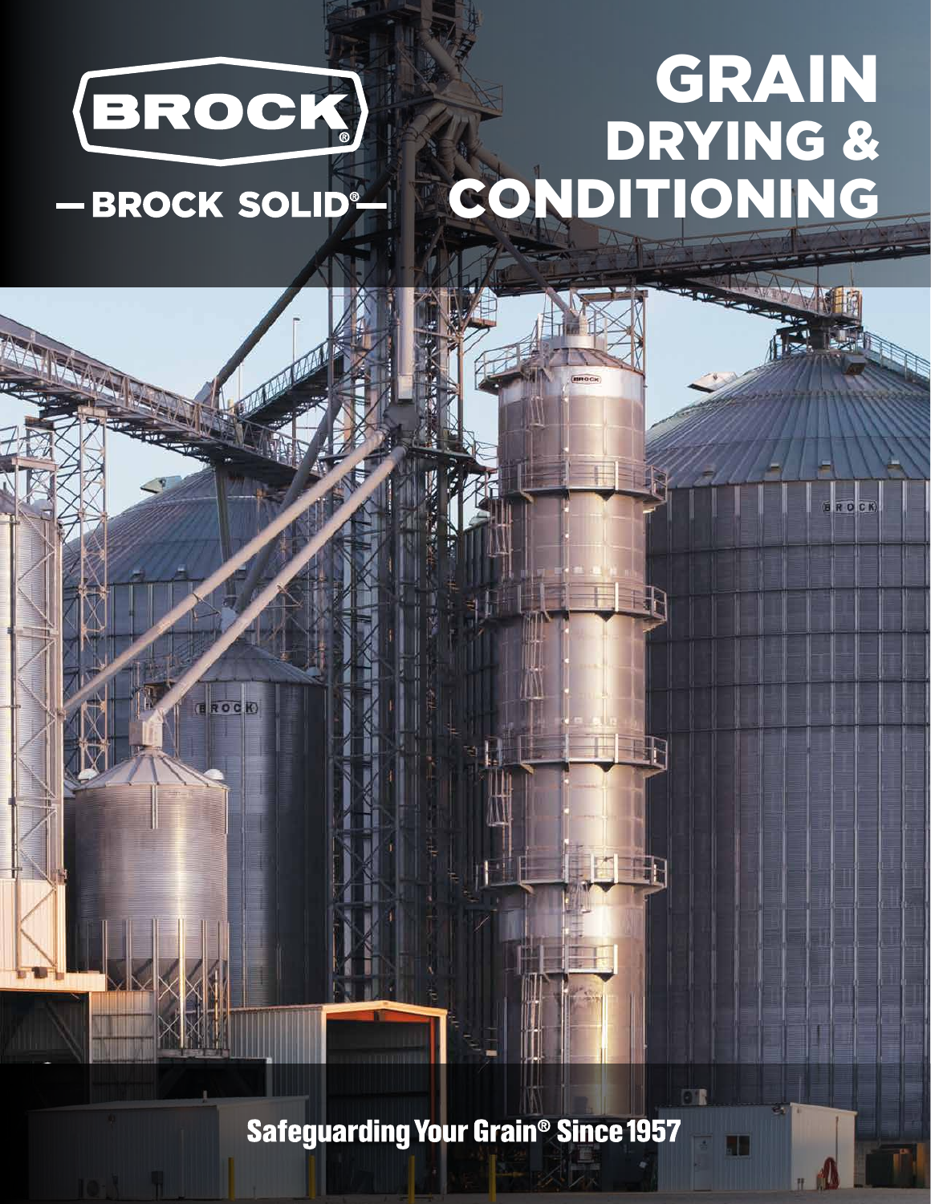BROCK®

— BROCK SOLID® —

# GRAIN DRYING & CONDITIONING

Safeguarding Your Grain® Since 1957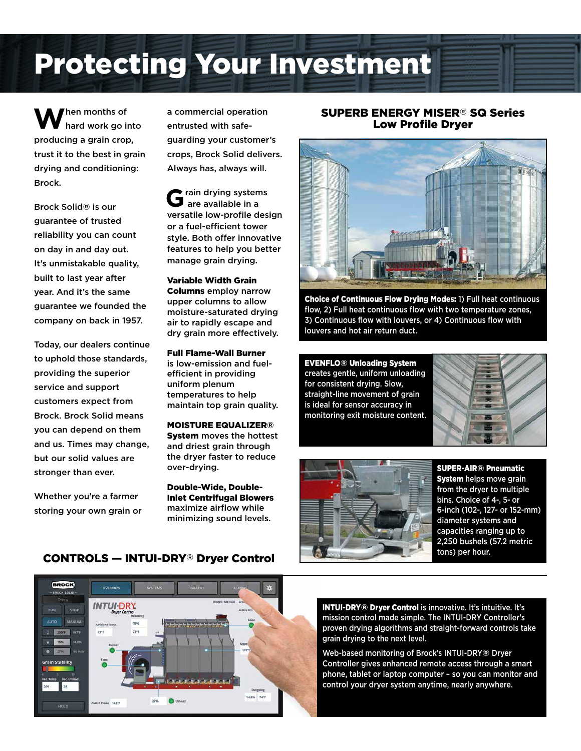# Protecting Your Investment

When months of hard work go into producing a grain crop, trust it to the best in grain drying and conditioning: Brock.

Brock Solid® is our guarantee of trusted reliability you can count on day in and day out. It's unmistakable quality, built to last year after year. And it's the same guarantee we founded the company on back in 1957.

Today, our dealers continue to uphold those standards, providing the superior service and support customers expect from Brock. Brock Solid means you can depend on them and us. Times may change, but our solid values are stronger than ever.

Whether you're a farmer storing your own grain or a commercial operation entrusted with safe-guarding your customer's crops, Brock Solid delivers. Always has, always will.

Grain drying systems are available in a versatile low-profile design or a fuel-efficient tower style. Both offer innovative features to help you better manage grain drying.

**Variable Width Grain Columns** employ narrow upper columns to allow moisture-saturated drying air to rapidly escape and dry grain more effectively.

**Full Flame-Wall Burner** is low-emission and fuel-efficient in providing uniform plenum temperatures to help maintain top grain quality.

**MOISTURE EQUALIZER® System** moves the hottest and driest grain through the dryer faster to reduce over-drying.

**Double-Wide, Double-Inlet Centrifugal Blowers** maximize airflow while minimizing sound levels.

## SUPERB ENERGY MISER® SQ Series Low Profile Dryer

**Choice of Continuous Flow Drying Modes:** 1) Full heat continuous flow, 2) Full heat continuous flow with two temperature zones, 3) Continuous flow with louvers, or 4) Continuous flow with louvers and hot air return duct.

**EVENFLO® Unloading System** creates gentle, uniform unloading for consistent drying. Slow, straight-line movement of grain is ideal for sensor accuracy in monitoring exit moisture content.

**SUPER-AIR® Pneumatic System** helps move grain from the dryer to multiple bins. Choice of 4-, 5- or 6-inch (102-, 127- or 152-mm) diameter systems and capacities ranging up to 2,250 bushels (57.2 metric tons) per hour.

## CONTROLS — INTUI-DRY® Dryer Control

**INTUI-DRY® Dryer Control** is innovative. It's intuitive. It's mission control made simple. The INTUI-DRY Controller's proven drying algorithms and straight-forward controls take grain drying to the next level.

Web-based monitoring of Brock's INTUI-DRY® Dryer Controller gives enhanced remote access through a smart phone, tablet or laptop computer – so you can monitor and control your dryer system anytime, nearly anywhere.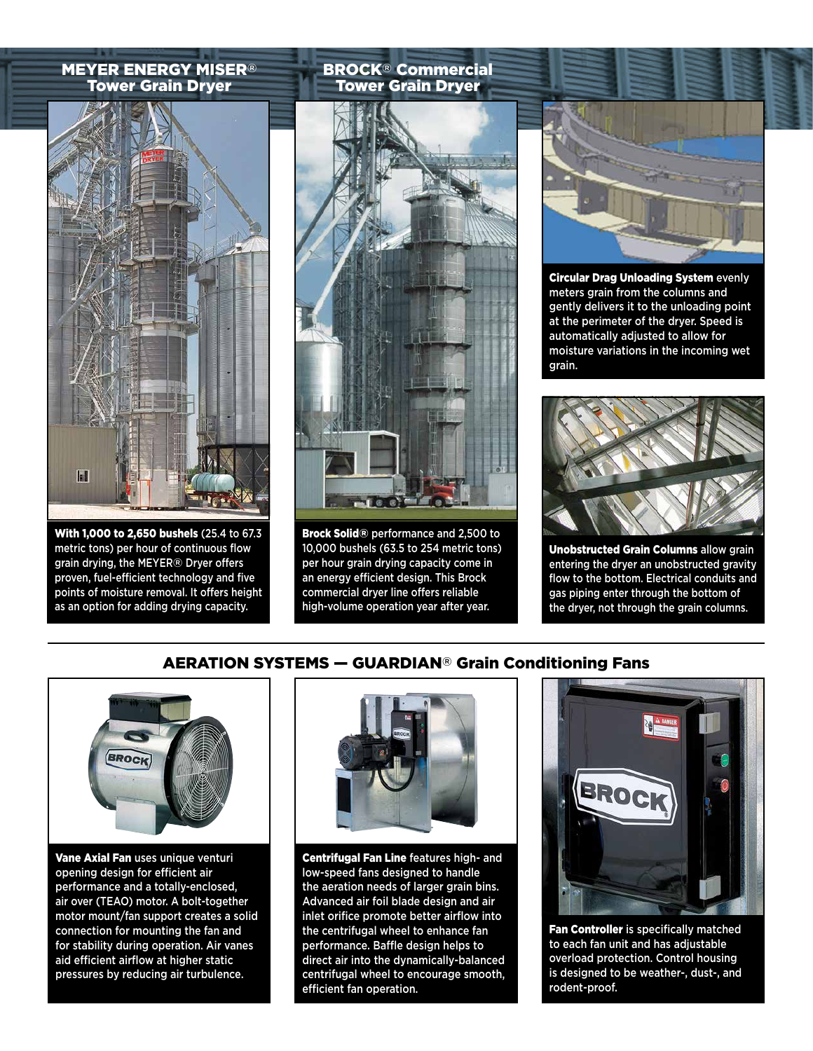## MEYER ENERGY MISER® Tower Grain Dryer

**With 1,000 to 2,650 bushels** (25.4 to 67.3 metric tons) per hour of continuous flow grain drying, the MEYER® Dryer offers proven, fuel-efficient technology and five points of moisture removal. It offers height as an option for adding drying capacity.

## BROCK® Commercial Tower Grain Dryer

**Brock Solid®** performance and 2,500 to 10,000 bushels (63.5 to 254 metric tons) per hour grain drying capacity come in an energy efficient design. This Brock commercial dryer line offers reliable high-volume operation year after year.

**Circular Drag Unloading System** evenly meters grain from the columns and gently delivers it to the unloading point at the perimeter of the dryer. Speed is automatically adjusted to allow for moisture variations in the incoming wet grain.

**Unobstructed Grain Columns** allow grain entering the dryer an unobstructed gravity flow to the bottom. Electrical conduits and gas piping enter through the bottom of the dryer, not through the grain columns.

## AERATION SYSTEMS — GUARDIAN® Grain Conditioning Fans

**Vane Axial Fan** uses unique venturi opening design for efficient air performance and a totally-enclosed, air over (TEAO) motor. A bolt-together motor mount/fan support creates a solid connection for mounting the fan and for stability during operation. Air vanes aid efficient airflow at higher static pressures by reducing air turbulence.

**Centrifugal Fan Line** features high- and low-speed fans designed to handle the aeration needs of larger grain bins. Advanced air foil blade design and air inlet orifice promote better airflow into the centrifugal wheel to enhance fan performance. Baffle design helps to direct air into the dynamically-balanced centrifugal wheel to encourage smooth, efficient fan operation.

**Fan Controller** is specifically matched to each fan unit and has adjustable overload protection. Control housing is designed to be weather-, dust-, and rodent-proof.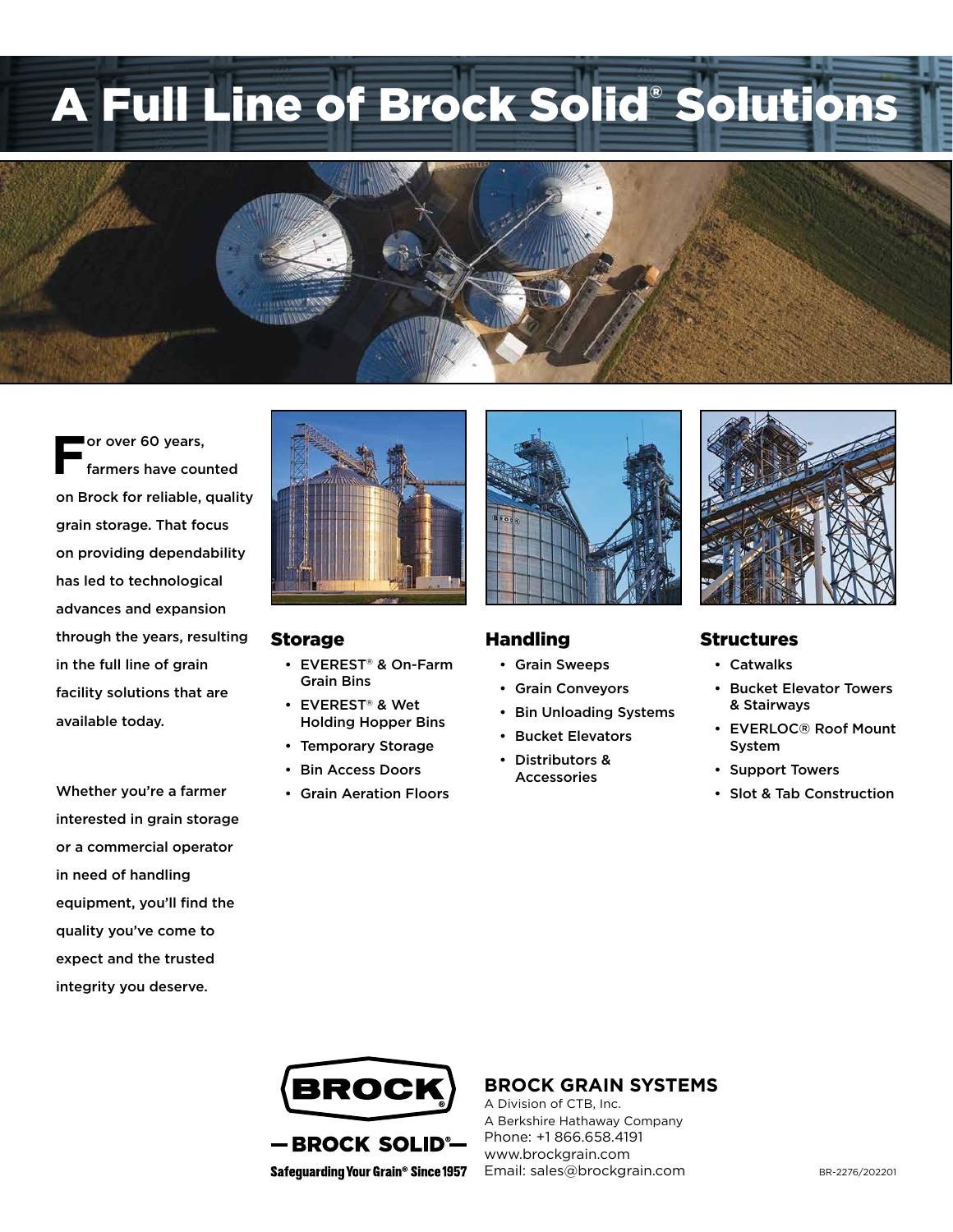# A Full Line of Brock Solid® Solutions

For over 60 years, farmers have counted on Brock for reliable, quality grain storage. That focus on providing dependability has led to technological advances and expansion through the years, resulting in the full line of grain facility solutions that are available today.

Whether you're a farmer interested in grain storage or a commercial operator in need of handling equipment, you'll find the quality you've come to expect and the trusted integrity you deserve.

## Storage

- EVEREST® & On-Farm Grain Bins
- EVEREST® & Wet Holding Hopper Bins
- Temporary Storage
- Bin Access Doors
- Grain Aeration Floors

## Handling

- Grain Sweeps
- Grain Conveyors
- Bin Unloading Systems
- Bucket Elevators
- Distributors & Accessories

## Structures

- Catwalks
- Bucket Elevator Towers & Stairways
- EVERLOC® Roof Mount System
- Support Towers
- Slot & Tab Construction

BROCK®

— BROCK SOLID® —

Safeguarding Your Grain® Since 1957

**BROCK GRAIN SYSTEMS**
A Division of CTB, Inc.
A Berkshire Hathaway Company
Phone: +1 866.658.4191
www.brockgrain.com
Email: sales@brockgrain.com

BR-2276/202201